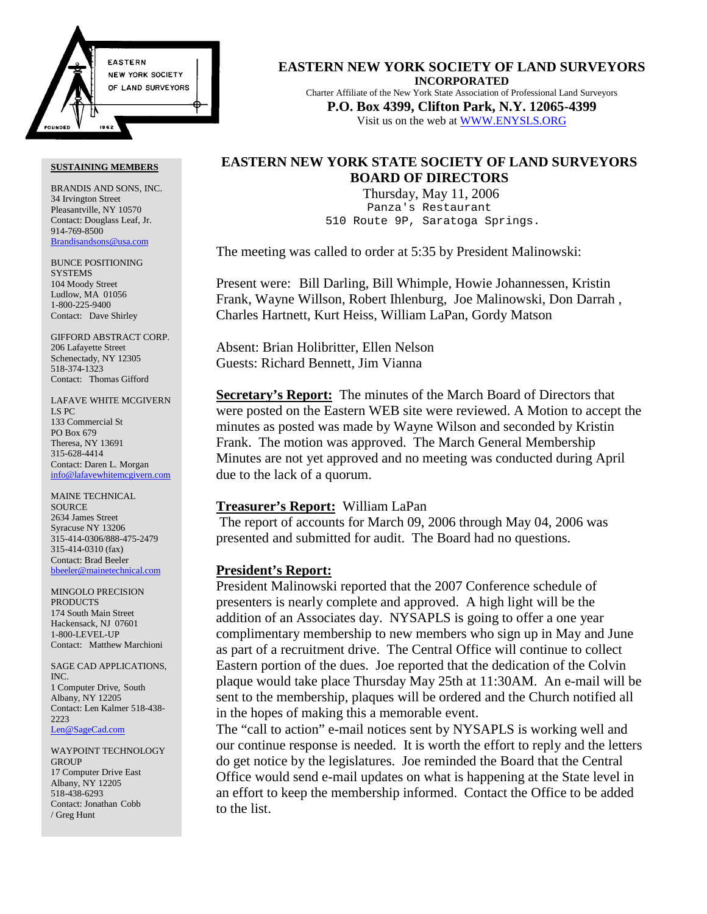# EASTERN NEW YORK SOCIETY OF LAND SURVEYORS

**INCORPORATED**

Charter Affiliate of the New York State Association of Professional Land Surveyors

**P.O. Box 4399, Clifton Park, N.Y. 12065-4399**

Visit us on the web at WWW.ENYSLS.ORG

## SUSTAINING MEMBERS

BRANDIS AND SONS, INC.
34 Irvington Street
Pleasantville, NY 10570
Contact: Douglass Leaf, Jr.
914-769-8500
Brandisandsons@usa.com

BUNCE POSITIONING SYSTEMS
104 Moody Street
Ludlow, MA 01056
1-800-225-9400
Contact: Dave Shirley

GIFFORD ABSTRACT CORP.
206 Lafayette Street
Schenectady, NY 12305
518-374-1323
Contact: Thomas Gifford

LAFAVE WHITE MCGIVERN LS PC
133 Commercial St
PO Box 679
Theresa, NY 13691
315-628-4414
Contact: Daren L. Morgan
info@lafavewhitemcgivern.com

MAINE TECHNICAL SOURCE
2634 James Street
Syracuse NY 13206
315-414-0306/888-475-2479
315-414-0310 (fax)
Contact: Brad Beeler
bbeeler@mainetechnical.com

MINGOLO PRECISION PRODUCTS
174 South Main Street
Hackensack, NJ 07601
1-800-LEVEL-UP
Contact: Matthew Marchioni

SAGE CAD APPLICATIONS, INC.
1 Computer Drive, South
Albany, NY 12205
Contact: Len Kalmer 518-438-2223
Len@SageCad.com

WAYPOINT TECHNOLOGY GROUP
17 Computer Drive East
Albany, NY 12205
518-438-6293
Contact: Jonathan Cobb / Greg Hunt

## EASTERN NEW YORK STATE SOCIETY OF LAND SURVEYORS BOARD OF DIRECTORS

Thursday, May 11, 2006
Panza's Restaurant
510 Route 9P, Saratoga Springs.

The meeting was called to order at 5:35 by President Malinowski:

Present were: Bill Darling, Bill Whimple, Howie Johannessen, Kristin Frank, Wayne Willson, Robert Ihlenburg, Joe Malinowski, Don Darrah , Charles Hartnett, Kurt Heiss, William LaPan, Gordy Matson

Absent: Brian Holibritter, Ellen Nelson
Guests: Richard Bennett, Jim Vianna

**Secretary's Report:** The minutes of the March Board of Directors that were posted on the Eastern WEB site were reviewed. A Motion to accept the minutes as posted was made by Wayne Wilson and seconded by Kristin Frank. The motion was approved. The March General Membership Minutes are not yet approved and no meeting was conducted during April due to the lack of a quorum.

**Treasurer's Report:** William LaPan
The report of accounts for March 09, 2006 through May 04, 2006 was presented and submitted for audit. The Board had no questions.

**President's Report:**
President Malinowski reported that the 2007 Conference schedule of presenters is nearly complete and approved. A high light will be the addition of an Associates day. NYSAPLS is going to offer a one year complimentary membership to new members who sign up in May and June as part of a recruitment drive. The Central Office will continue to collect Eastern portion of the dues. Joe reported that the dedication of the Colvin plaque would take place Thursday May 25th at 11:30AM. An e-mail will be sent to the membership, plaques will be ordered and the Church notified all in the hopes of making this a memorable event.
The "call to action" e-mail notices sent by NYSAPLS is working well and our continue response is needed. It is worth the effort to reply and the letters do get notice by the legislatures. Joe reminded the Board that the Central Office would send e-mail updates on what is happening at the State level in an effort to keep the membership informed. Contact the Office to be added to the list.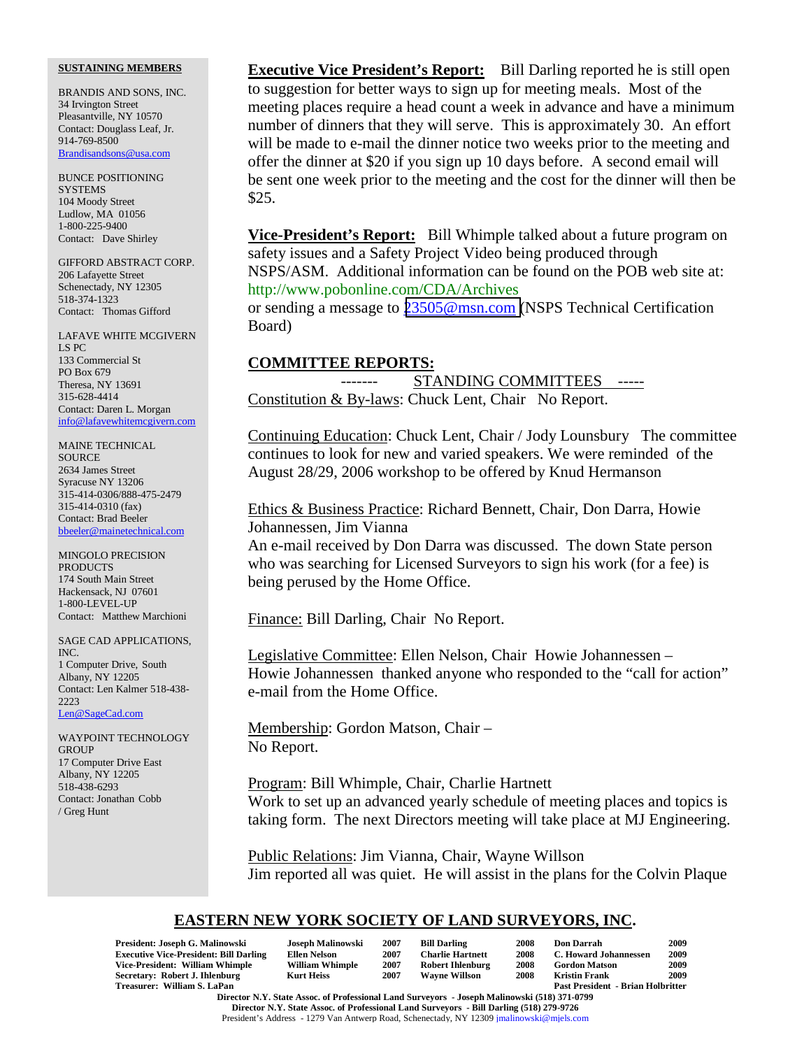**Executive Vice President's Report:** Bill Darling reported he is still open to suggestion for better ways to sign up for meeting meals. Most of the meeting places require a head count a week in advance and have a minimum number of dinners that they will serve. This is approximately 30. An effort will be made to e-mail the dinner notice two weeks prior to the meeting and offer the dinner at $20 if you sign up 10 days before. A second email will be sent one week prior to the meeting and the cost for the dinner will then be $25.

**Vice-President's Report:** Bill Whimple talked about a future program on safety issues and a Safety Project Video being produced through NSPS/ASM. Additional information can be found on the POB web site at: http://www.pobonline.com/CDA/Archives
or sending a message to 23505@msn.com (NSPS Technical Certification Board)

**COMMITTEE REPORTS:**

------- STANDING COMMITTEES -----

Constitution & By-laws: Chuck Lent, Chair No Report.

Continuing Education: Chuck Lent, Chair / Jody Lounsbury The committee continues to look for new and varied speakers. We were reminded of the August 28/29, 2006 workshop to be offered by Knud Hermanson

Ethics & Business Practice: Richard Bennett, Chair, Don Darra, Howie Johannessen, Jim Vianna
An e-mail received by Don Darra was discussed. The down State person who was searching for Licensed Surveyors to sign his work (for a fee) is being perused by the Home Office.

Finance: Bill Darling, Chair No Report.

Legislative Committee: Ellen Nelson, Chair Howie Johannessen –
Howie Johannessen thanked anyone who responded to the "call for action" e-mail from the Home Office.

Membership: Gordon Matson, Chair –
No Report.

Program: Bill Whimple, Chair, Charlie Hartnett
Work to set up an advanced yearly schedule of meeting places and topics is taking form. The next Directors meeting will take place at MJ Engineering.

Public Relations: Jim Vianna, Chair, Wayne Willson
Jim reported all was quiet. He will assist in the plans for the Colvin Plaque

**SUSTAINING MEMBERS**

BRANDIS AND SONS, INC.
34 Irvington Street
Pleasantville, NY 10570
Contact: Douglass Leaf, Jr.
914-769-8500
Brandisandsons@usa.com

BUNCE POSITIONING SYSTEMS
104 Moody Street
Ludlow, MA 01056
1-800-225-9400
Contact: Dave Shirley

GIFFORD ABSTRACT CORP.
206 Lafayette Street
Schenectady, NY 12305
518-374-1323
Contact: Thomas Gifford

LAFAVE WHITE MCGIVERN LS PC
133 Commercial St
PO Box 679
Theresa, NY 13691
315-628-4414
Contact: Daren L. Morgan
info@lafavewhitemcgivern.com

MAINE TECHNICAL SOURCE
2634 James Street
Syracuse NY 13206
315-414-0306/888-475-2479
315-414-0310 (fax)
Contact: Brad Beeler
bbeeler@mainetechnical.com

MINGOLO PRECISION PRODUCTS
174 South Main Street
Hackensack, NJ 07601
1-800-LEVEL-UP
Contact: Matthew Marchioni

SAGE CAD APPLICATIONS, INC.
1 Computer Drive, South
Albany, NY 12205
Contact: Len Kalmer 518-438-2223
Len@SageCad.com

WAYPOINT TECHNOLOGY GROUP
17 Computer Drive East
Albany, NY 12205
518-438-6293
Contact: Jonathan Cobb / Greg Hunt

**EASTERN NEW YORK SOCIETY OF LAND SURVEYORS, INC.**

| | | | | | | | |
|---|---|---|---|---|---|---|---|
| **President: Joseph G. Malinowski** | **Joseph Malinowski** | **2007** | **Bill Darling** | **2008** | **Don Darrah** | **2009** |
| **Executive Vice-President: Bill Darling** | **Ellen Nelson** | **2007** | **Charlie Hartnett** | **2008** | **C. Howard Johannessen** | **2009** |
| **Vice-President: William Whimple** | **William Whimple** | **2007** | **Robert Ihlenburg** | **2008** | **Gordon Matson** | **2009** |
| **Secretary: Robert J. Ihlenburg** | **Kurt Heiss** | **2007** | **Wayne Willson** | **2008** | **Kristin Frank** | **2009** |
| **Treasurer: William S. LaPan** | | | | | **Past President - Brian Holbritter** | |

**Director N.Y. State Assoc. of Professional Land Surveyors - Joseph Malinowski (518) 371-0799**
**Director N.Y. State Assoc. of Professional Land Surveyors - Bill Darling (518) 279-9726**
President's Address - 1279 Van Antwerp Road, Schenectady, NY 12309 jmalinowski@mjels.com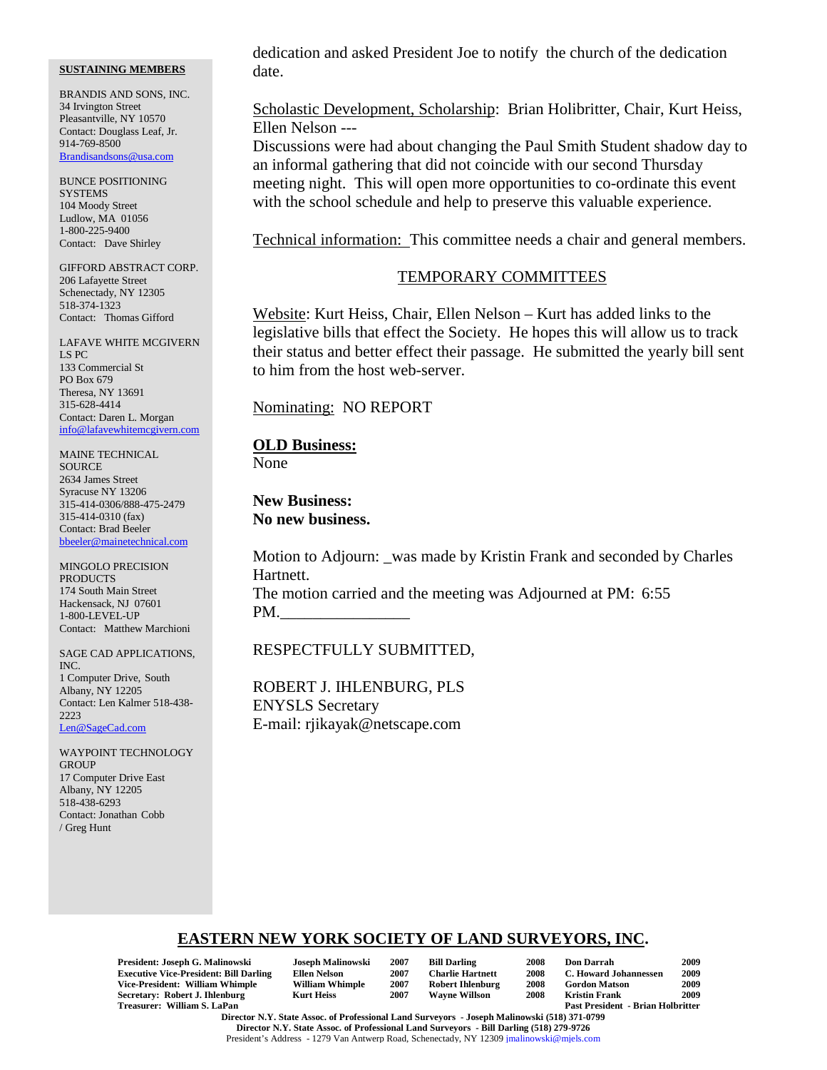dedication and asked President Joe to notify the church of the dedication date.

Scholastic Development, Scholarship: Brian Holibritter, Chair, Kurt Heiss, Ellen Nelson ---
Discussions were had about changing the Paul Smith Student shadow day to an informal gathering that did not coincide with our second Thursday meeting night. This will open more opportunities to co-ordinate this event with the school schedule and help to preserve this valuable experience.

Technical information: This committee needs a chair and general members.

## TEMPORARY COMMITTEES

Website: Kurt Heiss, Chair, Ellen Nelson – Kurt has added links to the legislative bills that effect the Society. He hopes this will allow us to track their status and better effect their passage. He submitted the yearly bill sent to him from the host web-server.

Nominating: NO REPORT

**OLD Business:**
None

**New Business:**
**No new business.**

Motion to Adjourn: _was made by Kristin Frank and seconded by Charles Hartnett.
The motion carried and the meeting was Adjourned at PM: 6:55 PM.________________

RESPECTFULLY SUBMITTED,

ROBERT J. IHLENBURG, PLS
ENYSLS Secretary
E-mail: rjikayak@netscape.com

**SUSTAINING MEMBERS**

BRANDIS AND SONS, INC.
34 Irvington Street
Pleasantville, NY 10570
Contact: Douglass Leaf, Jr.
914-769-8500
Brandisandsons@usa.com

BUNCE POSITIONING SYSTEMS
104 Moody Street
Ludlow, MA 01056
1-800-225-9400
Contact: Dave Shirley

GIFFORD ABSTRACT CORP.
206 Lafayette Street
Schenectady, NY 12305
518-374-1323
Contact: Thomas Gifford

LAFAVE WHITE MCGIVERN LS PC
133 Commercial St
PO Box 679
Theresa, NY 13691
315-628-4414
Contact: Daren L. Morgan
info@lafavewhitemcgivern.com

MAINE TECHNICAL SOURCE
2634 James Street
Syracuse NY 13206
315-414-0306/888-475-2479
315-414-0310 (fax)
Contact: Brad Beeler
bbeeler@mainetechnical.com

MINGOLO PRECISION PRODUCTS
174 South Main Street
Hackensack, NJ 07601
1-800-LEVEL-UP
Contact: Matthew Marchioni

SAGE CAD APPLICATIONS, INC.
1 Computer Drive, South
Albany, NY 12205
Contact: Len Kalmer 518-438-2223
Len@SageCad.com

WAYPOINT TECHNOLOGY GROUP
17 Computer Drive East
Albany, NY 12205
518-438-6293
Contact: Jonathan Cobb / Greg Hunt

## EASTERN NEW YORK SOCIETY OF LAND SURVEYORS, INC.

| | | | | | | |
|---|---|---|---|---|---|---|
| **President: Joseph G. Malinowski** | **Joseph Malinowski** | **2007** | **Bill Darling** | **2008** | **Don Darrah** | **2009** |
| **Executive Vice-President: Bill Darling** | **Ellen Nelson** | **2007** | **Charlie Hartnett** | **2008** | **C. Howard Johannessen** | **2009** |
| **Vice-President: William Whimple** | **William Whimple** | **2007** | **Robert Ihlenburg** | **2008** | **Gordon Matson** | **2009** |
| **Secretary: Robert J. Ihlenburg** | **Kurt Heiss** | **2007** | **Wayne Willson** | **2008** | **Kristin Frank** | **2009** |
| **Treasurer: William S. LaPan** | | | | | **Past President - Brian Holbritter** | |

**Director N.Y. State Assoc. of Professional Land Surveyors - Joseph Malinowski (518) 371-0799**
**Director N.Y. State Assoc. of Professional Land Surveyors - Bill Darling (518) 279-9726**
President's Address - 1279 Van Antwerp Road, Schenectady, NY 12309 jmalinowski@mjels.com